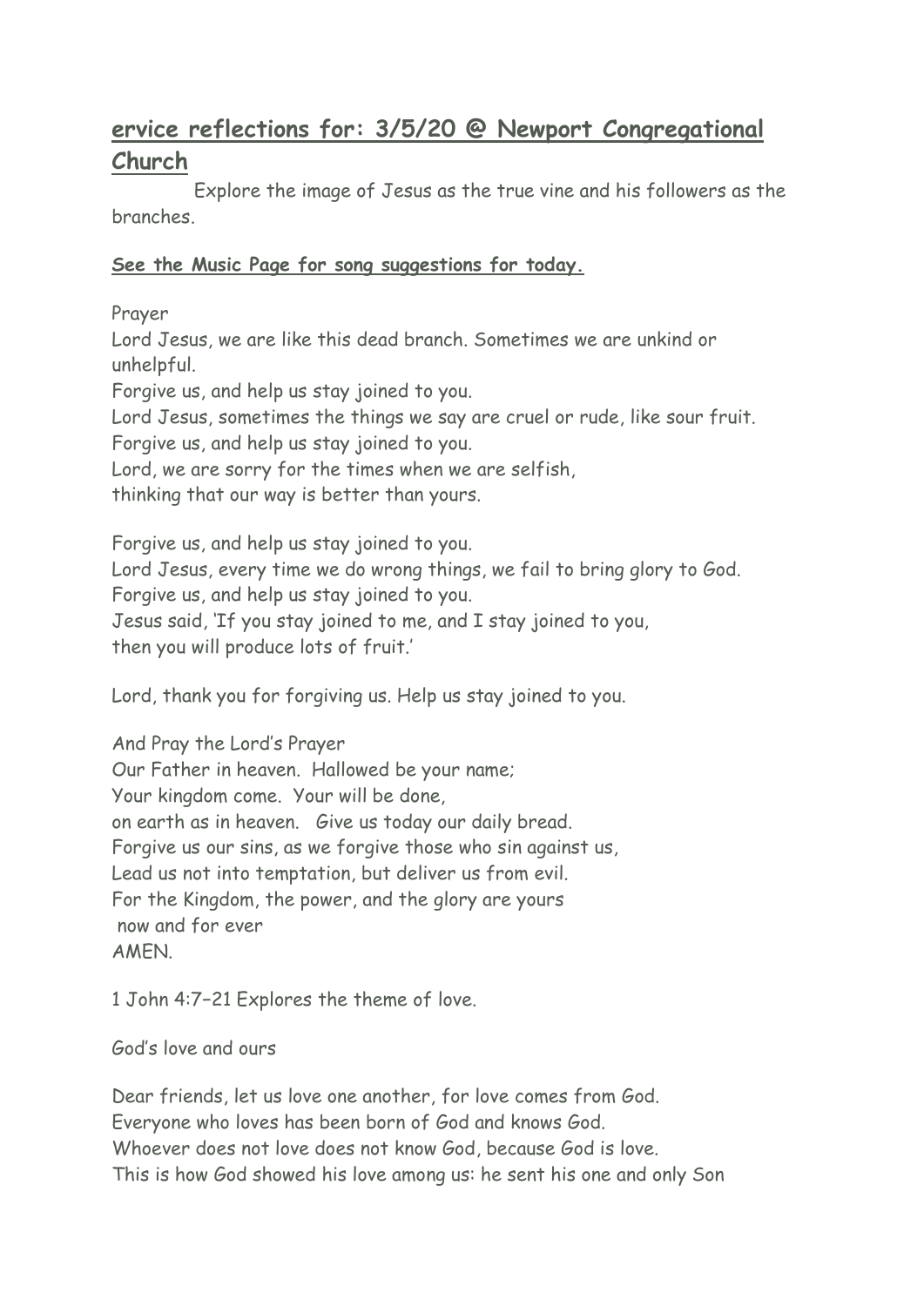## ervice reflections for: 3/5/20 @ Newport Congregational Church

Explore the image of Jesus as the true vine and his followers as the branches.

**See the Music Page for song suggestions for today.**

Prayer
Lord Jesus, we are like this dead branch. Sometimes we are unkind or unhelpful.
Forgive us, and help us stay joined to you.
Lord Jesus, sometimes the things we say are cruel or rude, like sour fruit.
Forgive us, and help us stay joined to you.
Lord, we are sorry for the times when we are selfish,
thinking that our way is better than yours.

Forgive us, and help us stay joined to you.
Lord Jesus, every time we do wrong things, we fail to bring glory to God.
Forgive us, and help us stay joined to you.
Jesus said, 'If you stay joined to me, and I stay joined to you,
then you will produce lots of fruit.'

Lord, thank you for forgiving us. Help us stay joined to you.

And Pray the Lord's Prayer
Our Father in heaven. Hallowed be your name;
Your kingdom come. Your will be done,
on earth as in heaven. Give us today our daily bread.
Forgive us our sins, as we forgive those who sin against us,
Lead us not into temptation, but deliver us from evil.
For the Kingdom, the power, and the glory are yours
now and for ever
AMEN.

1 John 4:7–21 Explores the theme of love.

God's love and ours

Dear friends, let us love one another, for love comes from God.
Everyone who loves has been born of God and knows God.
Whoever does not love does not know God, because God is love.
This is how God showed his love among us: he sent his one and only Son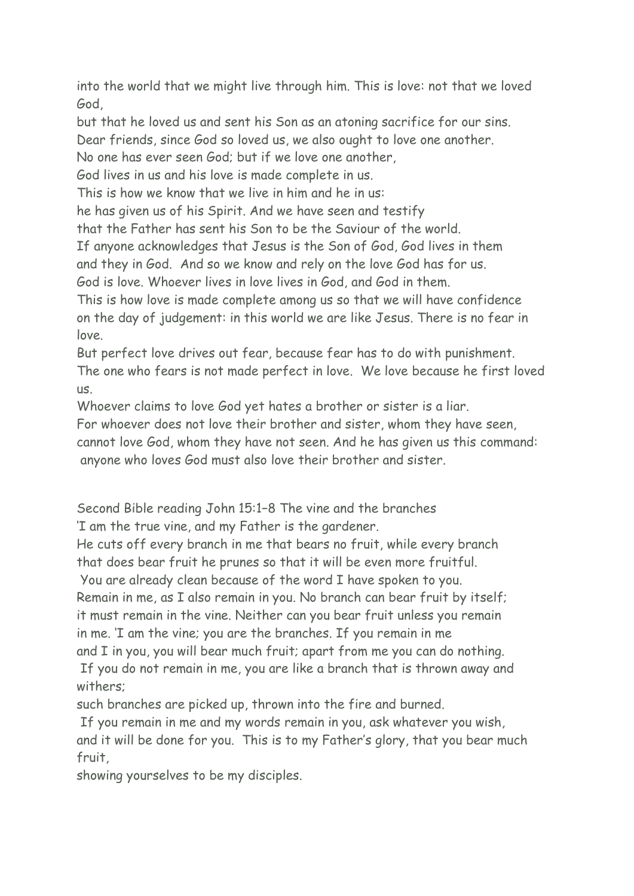into the world that we might live through him. This is love: not that we loved God,
but that he loved us and sent his Son as an atoning sacrifice for our sins.
Dear friends, since God so loved us, we also ought to love one another.
No one has ever seen God; but if we love one another,
God lives in us and his love is made complete in us.
This is how we know that we live in him and he in us:
he has given us of his Spirit. And we have seen and testify
that the Father has sent his Son to be the Saviour of the world.
If anyone acknowledges that Jesus is the Son of God, God lives in them
and they in God. And so we know and rely on the love God has for us.
God is love. Whoever lives in love lives in God, and God in them.
This is how love is made complete among us so that we will have confidence
on the day of judgement: in this world we are like Jesus. There is no fear in love.
But perfect love drives out fear, because fear has to do with punishment.
The one who fears is not made perfect in love. We love because he first loved us.
Whoever claims to love God yet hates a brother or sister is a liar.
For whoever does not love their brother and sister, whom they have seen,
cannot love God, whom they have not seen. And he has given us this command:
anyone who loves God must also love their brother and sister.

Second Bible reading John 15:1–8 The vine and the branches
'I am the true vine, and my Father is the gardener.
He cuts off every branch in me that bears no fruit, while every branch
that does bear fruit he prunes so that it will be even more fruitful.
You are already clean because of the word I have spoken to you.
Remain in me, as I also remain in you. No branch can bear fruit by itself;
it must remain in the vine. Neither can you bear fruit unless you remain
in me. 'I am the vine; you are the branches. If you remain in me
and I in you, you will bear much fruit; apart from me you can do nothing.
If you do not remain in me, you are like a branch that is thrown away and withers;
such branches are picked up, thrown into the fire and burned.
If you remain in me and my words remain in you, ask whatever you wish,
and it will be done for you. This is to my Father's glory, that you bear much fruit,
showing yourselves to be my disciples.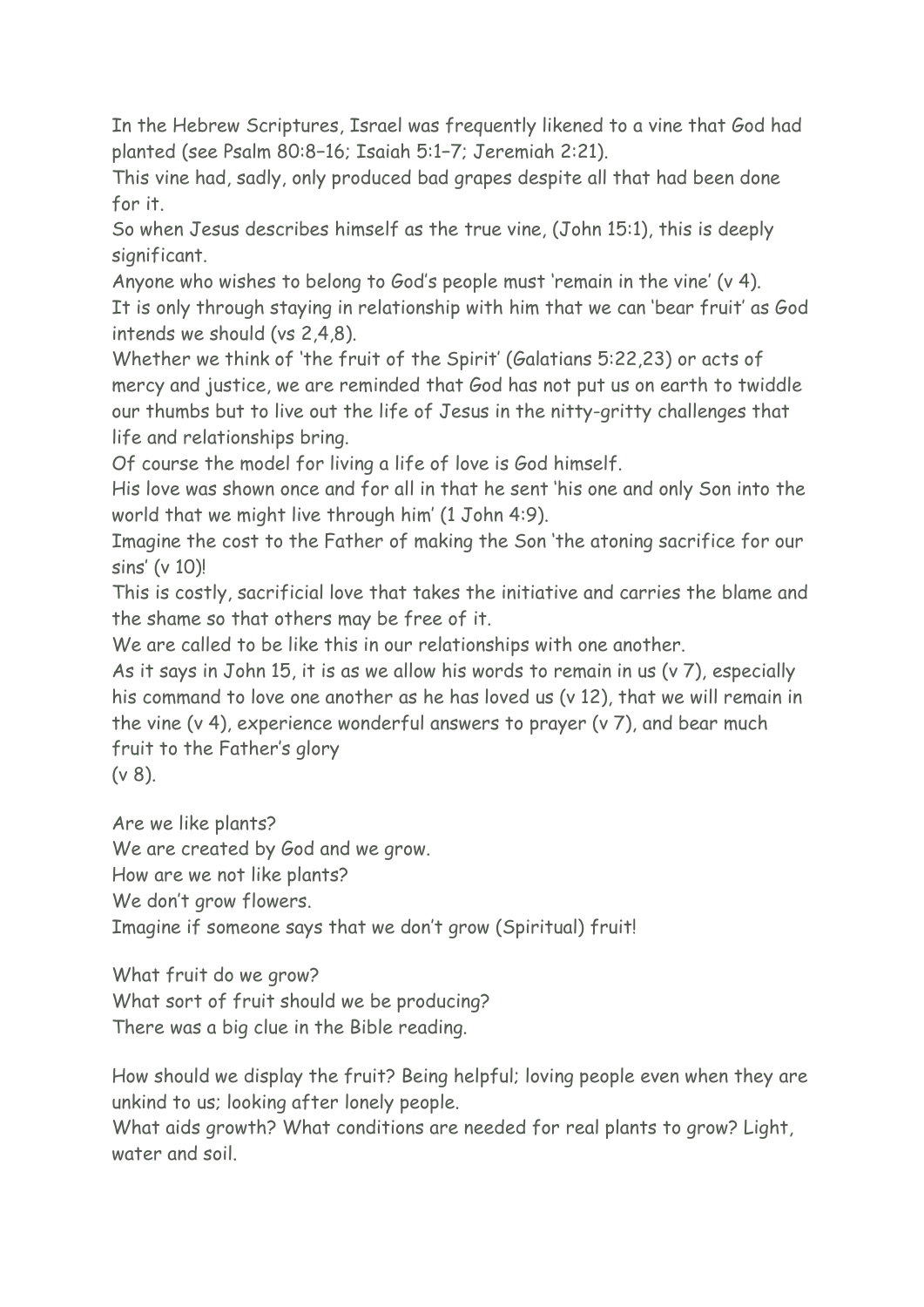In the Hebrew Scriptures, Israel was frequently likened to a vine that God had planted (see Psalm 80:8–16; Isaiah 5:1–7; Jeremiah 2:21).

This vine had, sadly, only produced bad grapes despite all that had been done for it.

So when Jesus describes himself as the true vine, (John 15:1), this is deeply significant.

Anyone who wishes to belong to God's people must 'remain in the vine' (v 4).

It is only through staying in relationship with him that we can 'bear fruit' as God intends we should (vs 2,4,8).

Whether we think of 'the fruit of the Spirit' (Galatians 5:22,23) or acts of mercy and justice, we are reminded that God has not put us on earth to twiddle our thumbs but to live out the life of Jesus in the nitty-gritty challenges that life and relationships bring.

Of course the model for living a life of love is God himself.

His love was shown once and for all in that he sent 'his one and only Son into the world that we might live through him' (1 John 4:9).

Imagine the cost to the Father of making the Son 'the atoning sacrifice for our sins' (v 10)!

This is costly, sacrificial love that takes the initiative and carries the blame and the shame so that others may be free of it.

We are called to be like this in our relationships with one another.

As it says in John 15, it is as we allow his words to remain in us (v 7), especially his command to love one another as he has loved us (v 12), that we will remain in the vine (v 4), experience wonderful answers to prayer (v 7), and bear much fruit to the Father's glory
(v 8).

Are we like plants?
We are created by God and we grow.
How are we not like plants?
We don't grow flowers.
Imagine if someone says that we don't grow (Spiritual) fruit!

What fruit do we grow?
What sort of fruit should we be producing?
There was a big clue in the Bible reading.

How should we display the fruit? Being helpful; loving people even when they are unkind to us; looking after lonely people.
What aids growth? What conditions are needed for real plants to grow? Light, water and soil.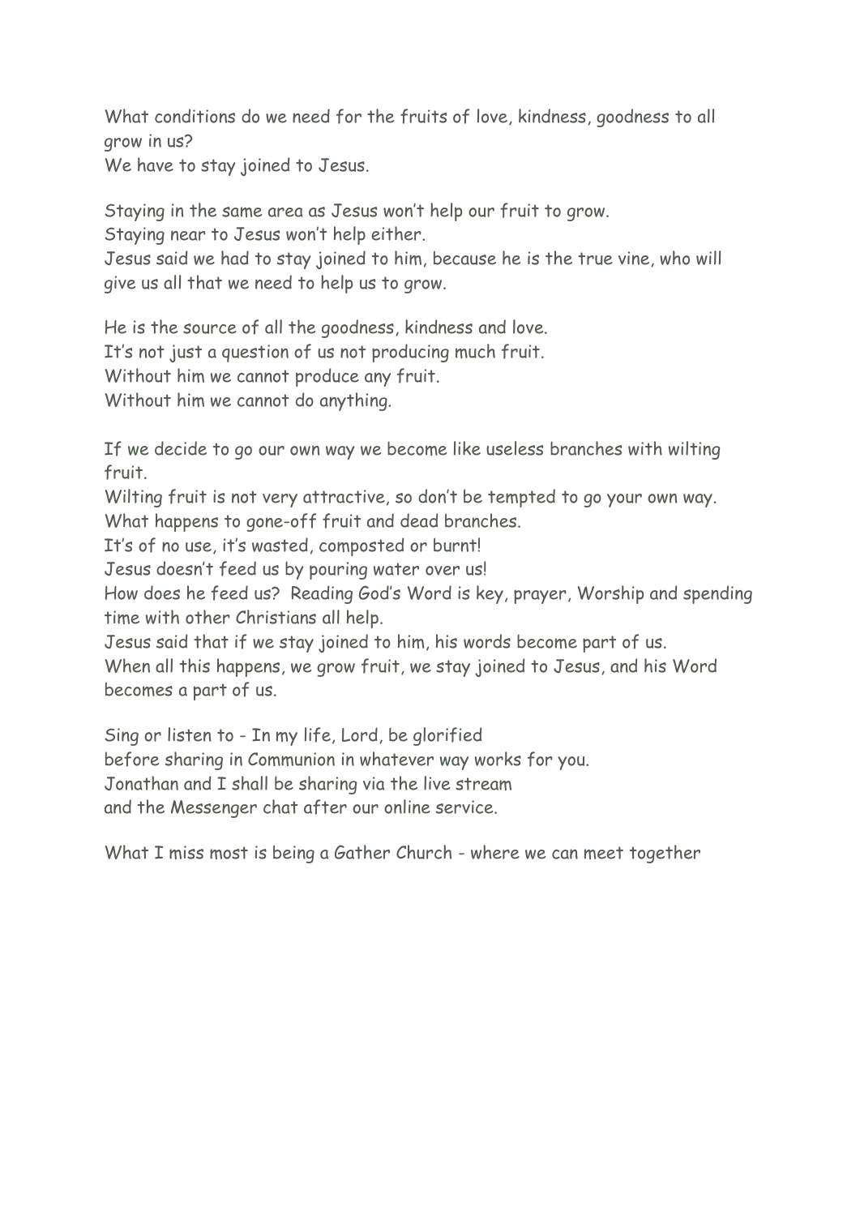What conditions do we need for the fruits of love, kindness, goodness to all grow in us?
We have to stay joined to Jesus.

Staying in the same area as Jesus won't help our fruit to grow.
Staying near to Jesus won't help either.
Jesus said we had to stay joined to him, because he is the true vine, who will give us all that we need to help us to grow.

He is the source of all the goodness, kindness and love.
It's not just a question of us not producing much fruit.
Without him we cannot produce any fruit.
Without him we cannot do anything.

If we decide to go our own way we become like useless branches with wilting fruit.
Wilting fruit is not very attractive, so don't be tempted to go your own way.
What happens to gone-off fruit and dead branches.
It's of no use, it's wasted, composted or burnt!
Jesus doesn't feed us by pouring water over us!
How does he feed us? Reading God's Word is key, prayer, Worship and spending time with other Christians all help.
Jesus said that if we stay joined to him, his words become part of us.
When all this happens, we grow fruit, we stay joined to Jesus, and his Word becomes a part of us.

Sing or listen to - In my life, Lord, be glorified
before sharing in Communion in whatever way works for you.
Jonathan and I shall be sharing via the live stream
and the Messenger chat after our online service.

What I miss most is being a Gather Church - where we can meet together